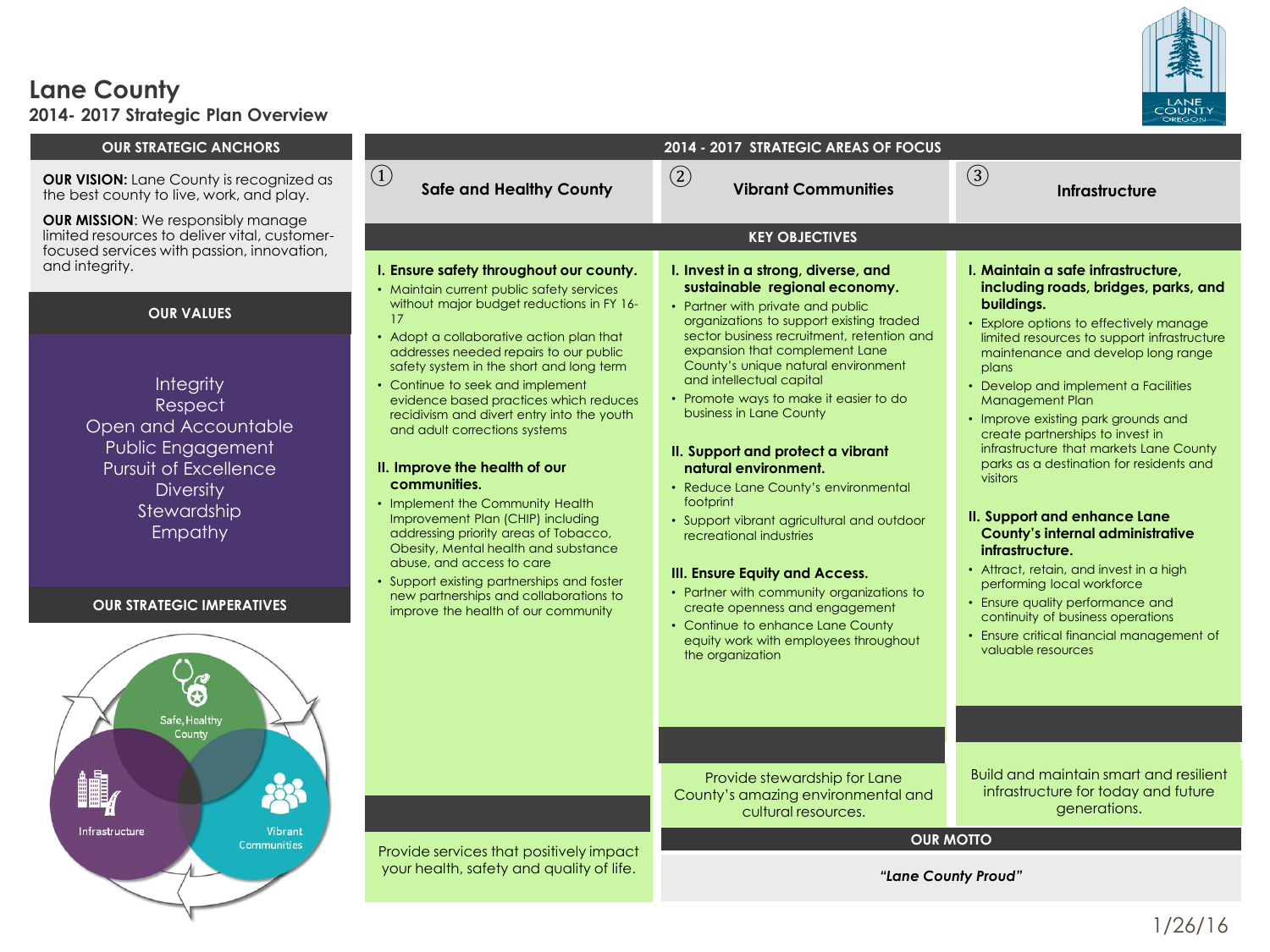# Lane County

## 2014- 2017 Strategic Plan Overview

### OUR STRATEGIC ANCHORS

**OUR VISION:** Lane County is recognized as the best county to live, work, and play.

**OUR MISSION**: We responsibly manage limited resources to deliver vital, customer-focused services with passion, innovation, and integrity.

### OUR VALUES

Integrity
Respect
Open and Accountable
Public Engagement
Pursuit of Excellence
Diversity
Stewardship
Empathy

### OUR STRATEGIC IMPERATIVES

Safe, Healthy County
Infrastructure
Vibrant Communities

### 2014 - 2017 STRATEGIC AREAS OF FOCUS

#### KEY OBJECTIVES

#### ① Safe and Healthy County

**I. Ensure safety throughout our county.**

- Maintain current public safety services without major budget reductions in FY 16-17
- Adopt a collaborative action plan that addresses needed repairs to our public safety system in the short and long term
- Continue to seek and implement evidence based practices which reduces recidivism and divert entry into the youth and adult corrections systems

**II. Improve the health of our communities.**

- Implement the Community Health Improvement Plan (CHIP) including addressing priority areas of Tobacco, Obesity, Mental health and substance abuse, and access to care
- Support existing partnerships and foster new partnerships and collaborations to improve the health of our community

Provide services that positively impact your health, safety and quality of life.

#### ② Vibrant Communities

**I. Invest in a strong, diverse, and sustainable regional economy.**

- Partner with private and public organizations to support existing traded sector business recruitment, retention and expansion that complement Lane County's unique natural environment and intellectual capital
- Promote ways to make it easier to do business in Lane County

**II. Support and protect a vibrant natural environment.**

- Reduce Lane County's environmental footprint
- Support vibrant agricultural and outdoor recreational industries

**III. Ensure Equity and Access.**

- Partner with community organizations to create openness and engagement
- Continue to enhance Lane County equity work with employees throughout the organization

Provide stewardship for Lane County's amazing environmental and cultural resources.

#### ③ Infrastructure

**I. Maintain a safe infrastructure, including roads, bridges, parks, and buildings.**

- Explore options to effectively manage limited resources to support infrastructure maintenance and develop long range plans
- Develop and implement a Facilities Management Plan
- Improve existing park grounds and create partnerships to invest in infrastructure that markets Lane County parks as a destination for residents and visitors

**II. Support and enhance Lane County's internal administrative infrastructure.**

- Attract, retain, and invest in a high performing local workforce
- Ensure quality performance and continuity of business operations
- Ensure critical financial management of valuable resources

Build and maintain smart and resilient infrastructure for today and future generations.

### OUR MOTTO

*"Lane County Proud"*

1/26/16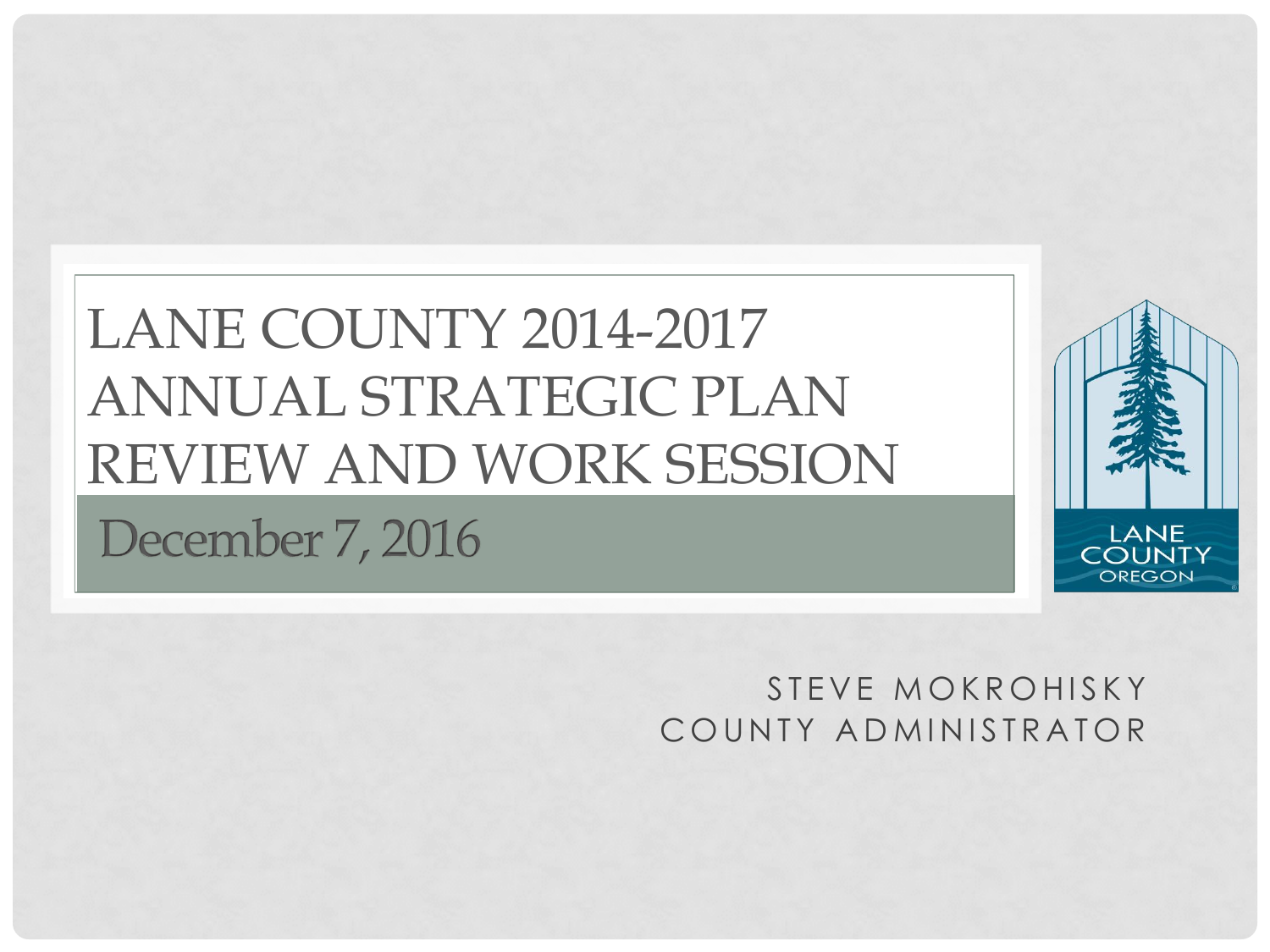# LANE COUNTY 2014-2017 ANNUAL STRATEGIC PLAN REVIEW AND WORK SESSION

December 7, 2016

LANE COUNTY OREGON

STEVE MOKROHISKY
COUNTY ADMINISTRATOR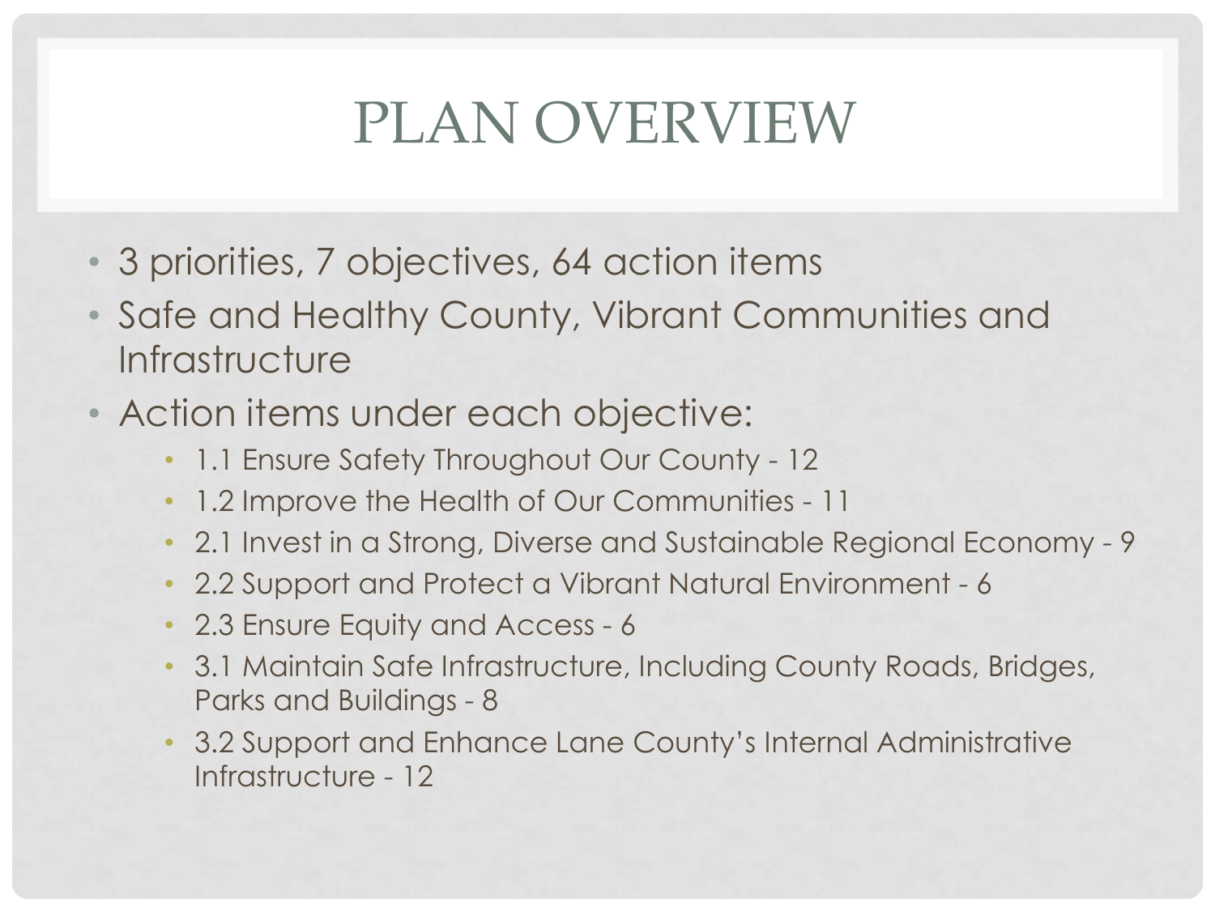# PLAN OVERVIEW

- 3 priorities, 7 objectives, 64 action items
- Safe and Healthy County, Vibrant Communities and Infrastructure
- Action items under each objective:
  - 1.1 Ensure Safety Throughout Our County - 12
  - 1.2 Improve the Health of Our Communities - 11
  - 2.1 Invest in a Strong, Diverse and Sustainable Regional Economy - 9
  - 2.2 Support and Protect a Vibrant Natural Environment - 6
  - 2.3 Ensure Equity and Access - 6
  - 3.1 Maintain Safe Infrastructure, Including County Roads, Bridges, Parks and Buildings - 8
  - 3.2 Support and Enhance Lane County's Internal Administrative Infrastructure - 12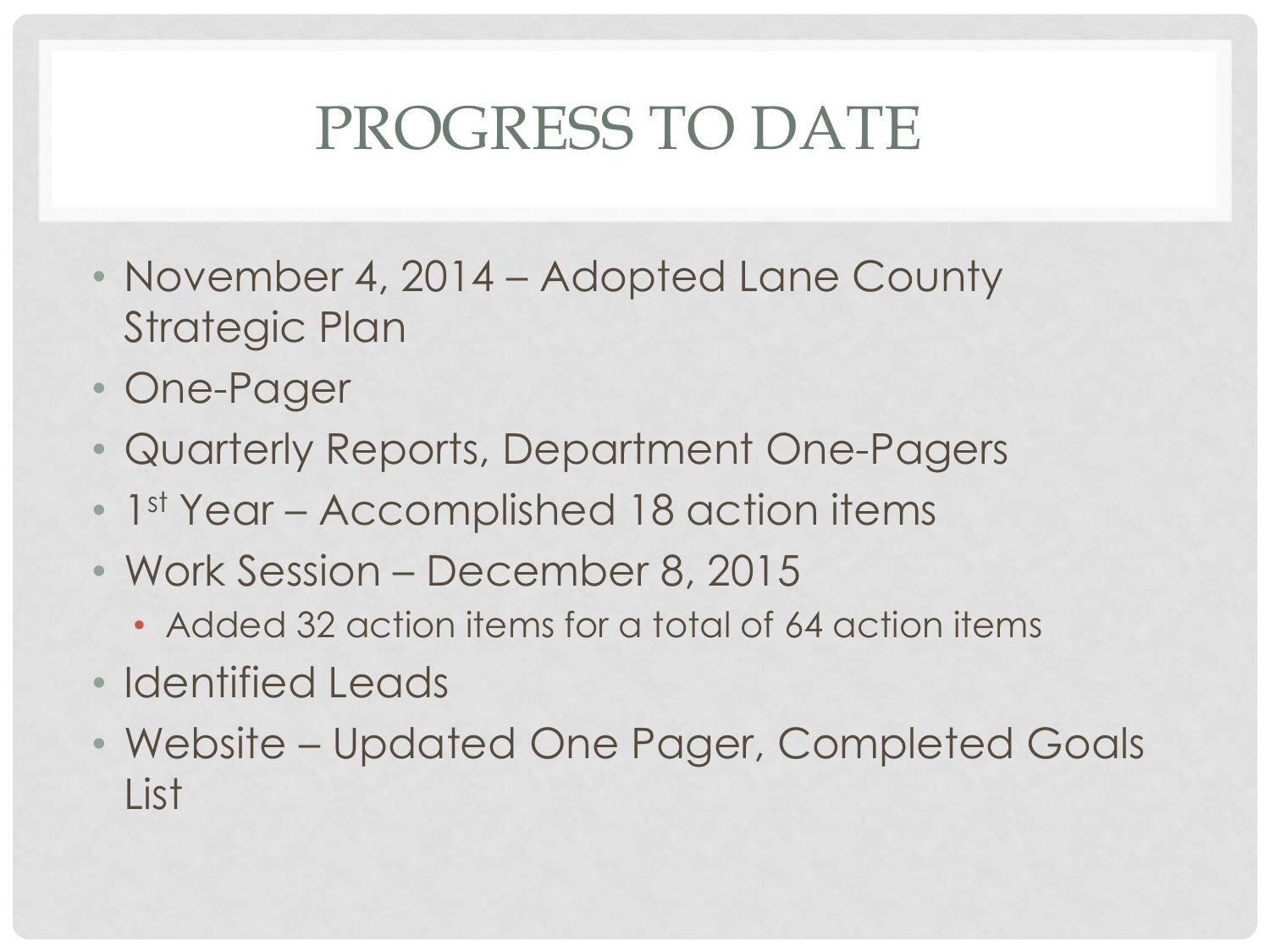# PROGRESS TO DATE

- November 4, 2014 – Adopted Lane County Strategic Plan
- One-Pager
- Quarterly Reports, Department One-Pagers
- 1st Year – Accomplished 18 action items
- Work Session – December 8, 2015
  - Added 32 action items for a total of 64 action items
- Identified Leads
- Website – Updated One Pager, Completed Goals List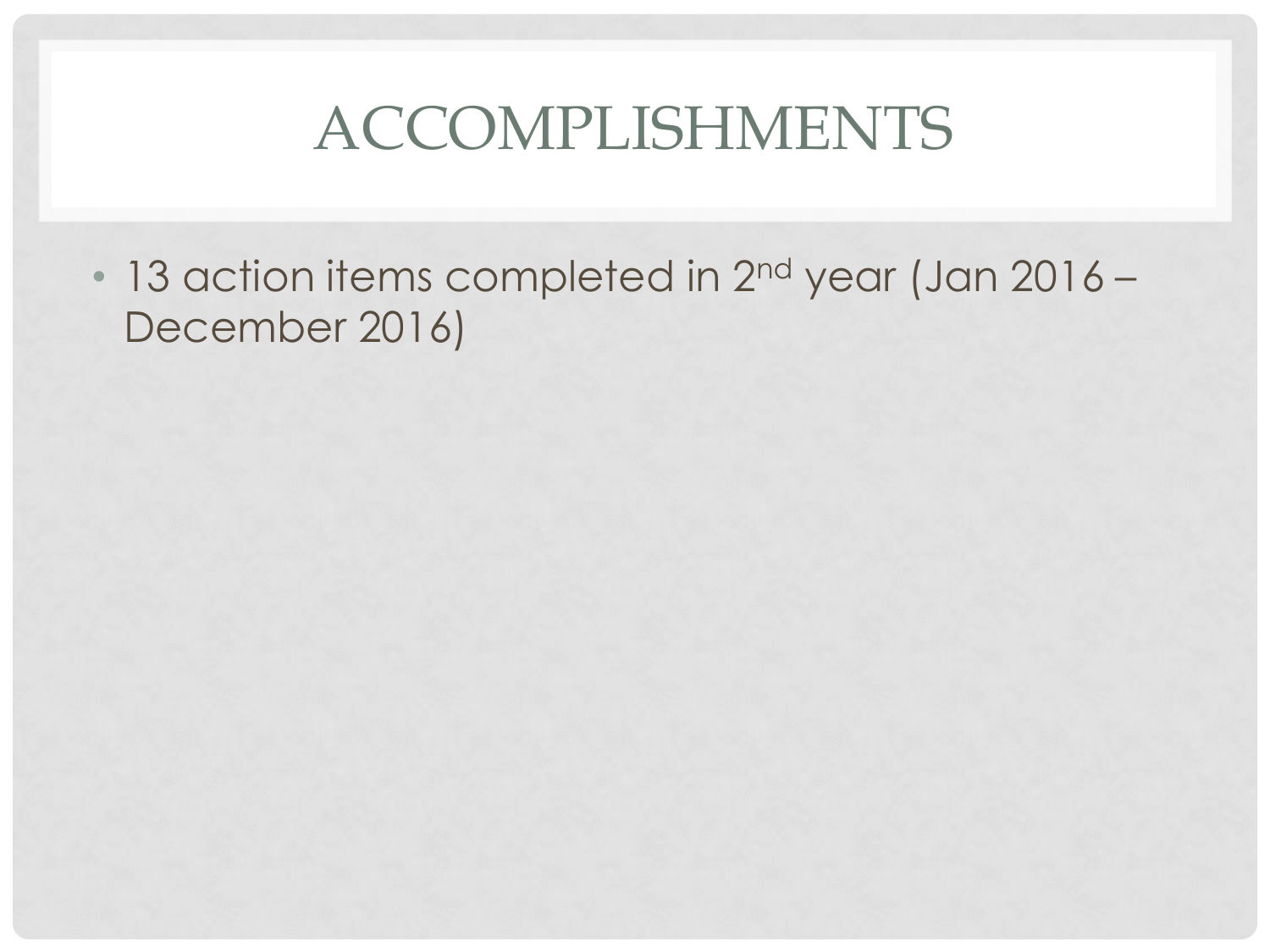# ACCOMPLISHMENTS

- 13 action items completed in 2nd year (Jan 2016 – December 2016)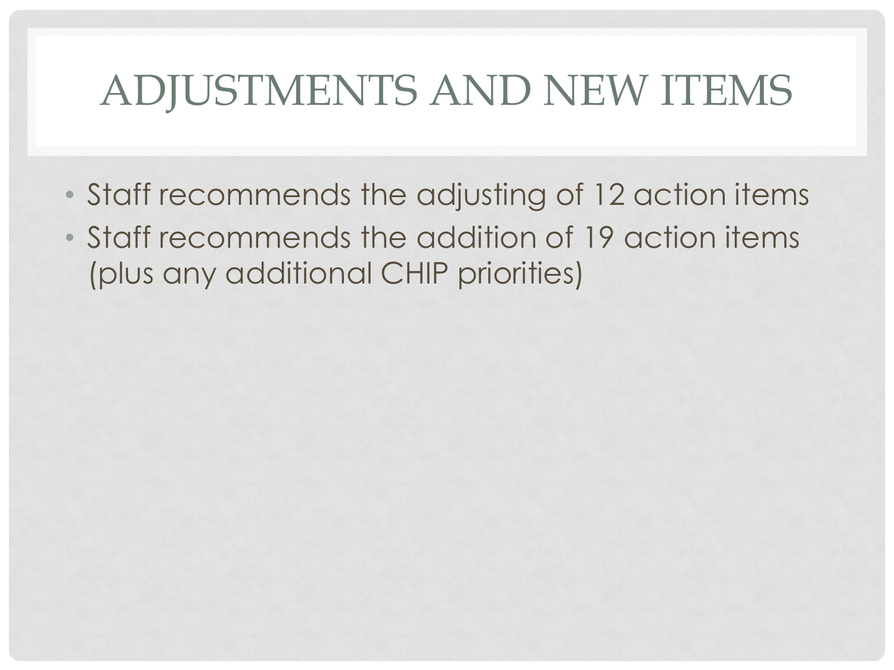# ADJUSTMENTS AND NEW ITEMS

- Staff recommends the adjusting of 12 action items
- Staff recommends the addition of 19 action items (plus any additional CHIP priorities)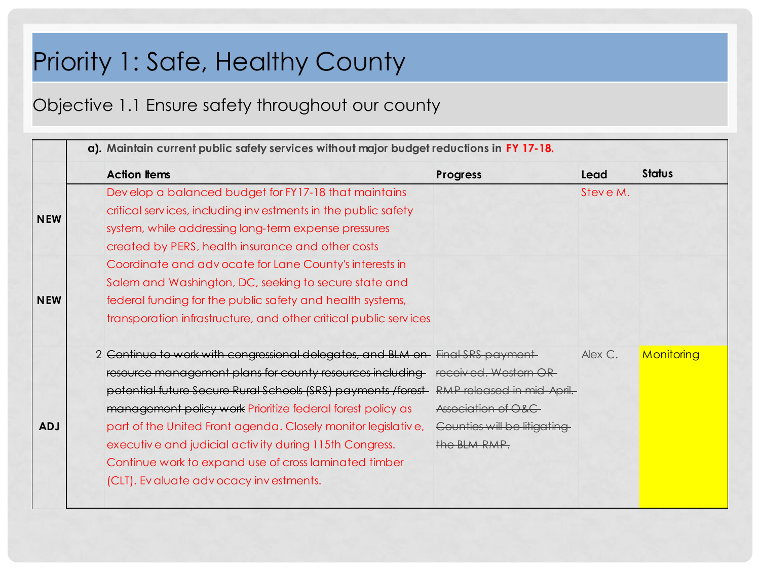# Priority 1: Safe, Healthy County

## Objective 1.1 Ensure safety throughout our county

| | | Action Items | Progress | Lead | Status |
|---|---|---|---|---|---|
| | **a).** | **Maintain current public safety services without major budget reductions in FY 17-18.** | | | |
| **NEW** | | Develop a balanced budget for FY17-18 that maintains critical services, including investments in the public safety system, while addressing long-term expense pressures created by PERS, health insurance and other costs | | Steve M. | |
| **NEW** | | Coordinate and advocate for Lane County's interests in Salem and Washington, DC, seeking to secure state and federal funding for the public safety and health systems, transporation infrastructure, and other critical public services | | | |
| **ADJ** | 2 | ~~Continue to work with congressional delegates, and BLM on resource management plans for county resources including potential future Secure Rural Schools (SRS) payments /forest management policy work~~ Prioritize federal forest policy as part of the United Front agenda. Closely monitor legislative, executive and judicial activity during 115th Congress. Continue work to expand use of cross laminated timber (CLT). Evaluate advocacy investments. | ~~Final SRS payment received. Western OR RMP released in mid-April. Association of O&C Counties will be litigating the BLM RMP.~~ | Alex C. | Monitoring |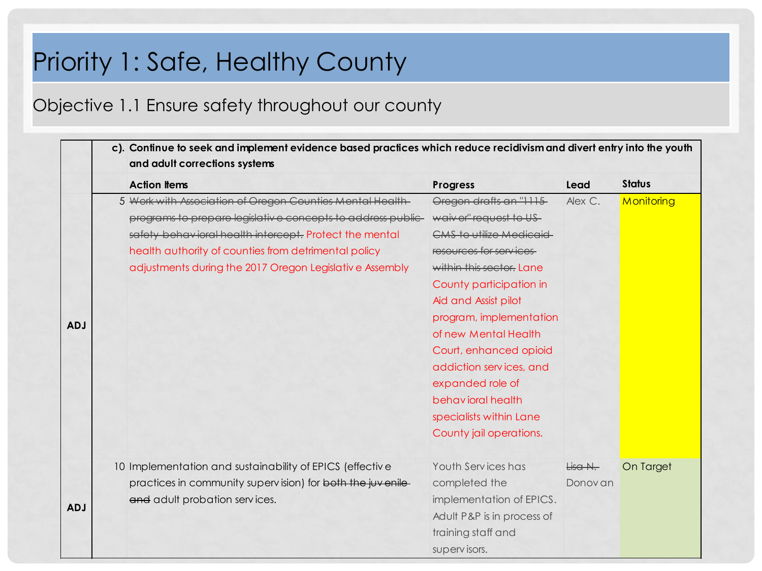# Priority 1: Safe, Healthy County

## Objective 1.1 Ensure safety throughout our county

| | | c). Continue to seek and implement evidence based practices which reduce recidivism and divert entry into the youth and adult corrections systems | | | |
|---|---|---|---|---|---|
| | | **Action Items** | **Progress** | **Lead** | **Status** |
| **ADJ** | 5 | ~~Work with Association of Oregon Counties Mental Health programs to prepare legislative concepts to address public safety behavioral health intercept.~~ Protect the mental health authority of counties from detrimental policy adjustments during the 2017 Oregon Legislative Assembly | ~~Oregon drafts an "1115 waiver" request to US CMS to utilize Medicaid resources for services within this sector.~~ Lane County participation in Aid and Assist pilot program, implementation of new Mental Health Court, enhanced opioid addiction services, and expanded role of behavioral health specialists within Lane County jail operations. | Alex C. | Monitoring |
| **ADJ** | 10 | Implementation and sustainability of EPICS (effective practices in community supervision) for ~~both the juvenile and~~ adult probation services. | Youth Services has completed the implementation of EPICS. Adult P&P is in process of training staff and supervisors. | ~~Lisa N.~~ Donovan | On Target |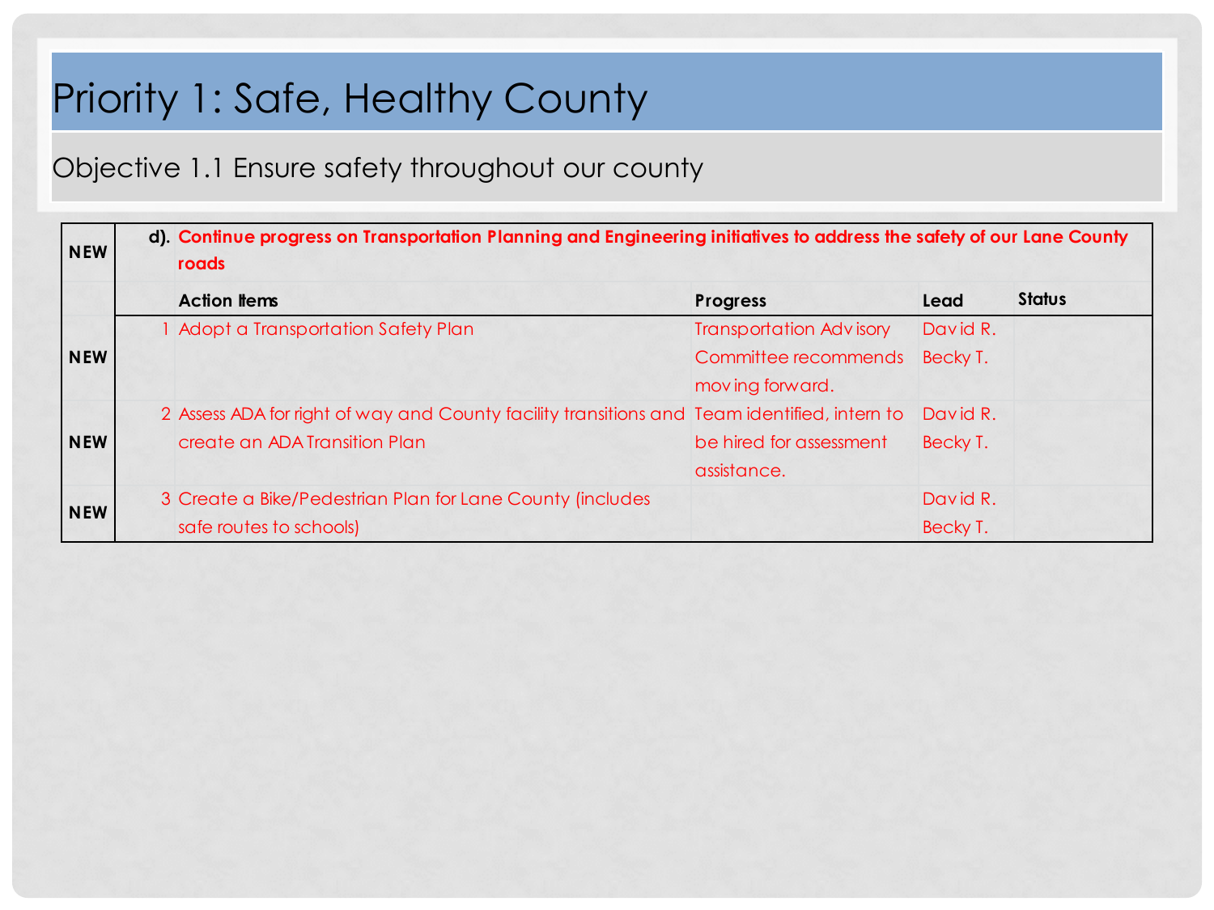# Priority 1: Safe, Healthy County

## Objective 1.1 Ensure safety throughout our county

| | | | | | |
|---|---|---|---|---|---|
| NEW | d). | **Continue progress on Transportation Planning and Engineering initiatives to address the safety of our Lane County roads** | | | |
| | | **Action Items** | **Progress** | **Lead** | **Status** |
| NEW | 1 | Adopt a Transportation Safety Plan | Transportation Advisory Committee recommends moving forward. | David R. Becky T. | |
| NEW | 2 | Assess ADA for right of way and County facility transitions and create an ADA Transition Plan | Team identified, intern to be hired for assessment assistance. | David R. Becky T. | |
| NEW | 3 | Create a Bike/Pedestrian Plan for Lane County (includes safe routes to schools) | | David R. Becky T. | |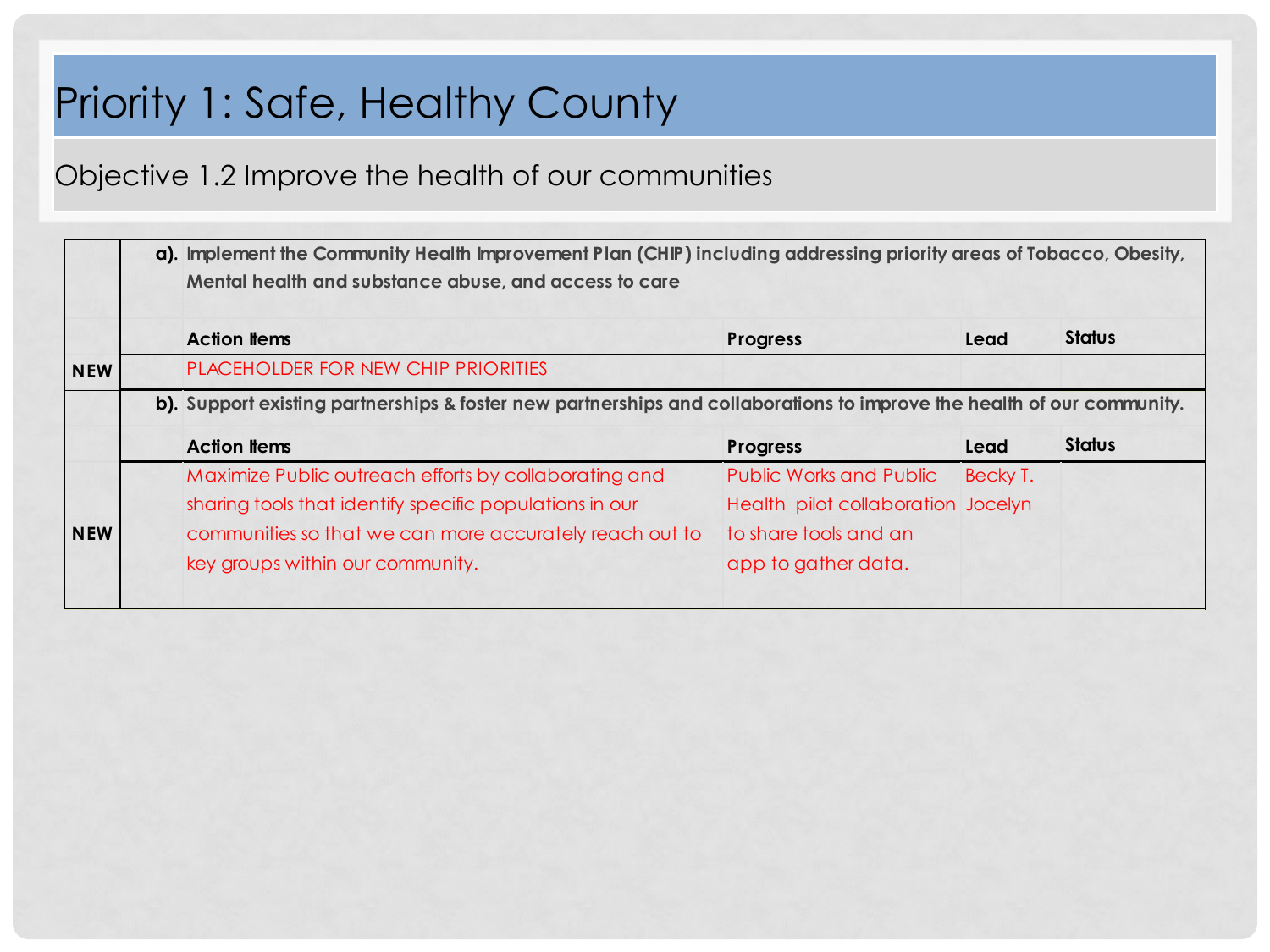# Priority 1: Safe, Healthy County

## Objective 1.2 Improve the health of our communities

| | | | | | |
|---|---|---|---|---|---|
| | **a).** | **Implement the Community Health Improvement Plan (CHIP) including addressing priority areas of Tobacco, Obesity, Mental health and substance abuse, and access to care** | | | |
| | | **Action Items** | **Progress** | **Lead** | **Status** |
| **NEW** | | PLACEHOLDER FOR NEW CHIP PRIORITIES | | | |
| | **b).** | **Support existing partnerships & foster new partnerships and collaborations to improve the health of our community.** | | | |
| | | **Action Items** | **Progress** | **Lead** | **Status** |
| **NEW** | | Maximize Public outreach efforts by collaborating and sharing tools that identify specific populations in our communities so that we can more accurately reach out to key groups within our community. | Public Works and Public Health pilot collaboration to share tools and an app to gather data. | Becky T. Jocelyn | |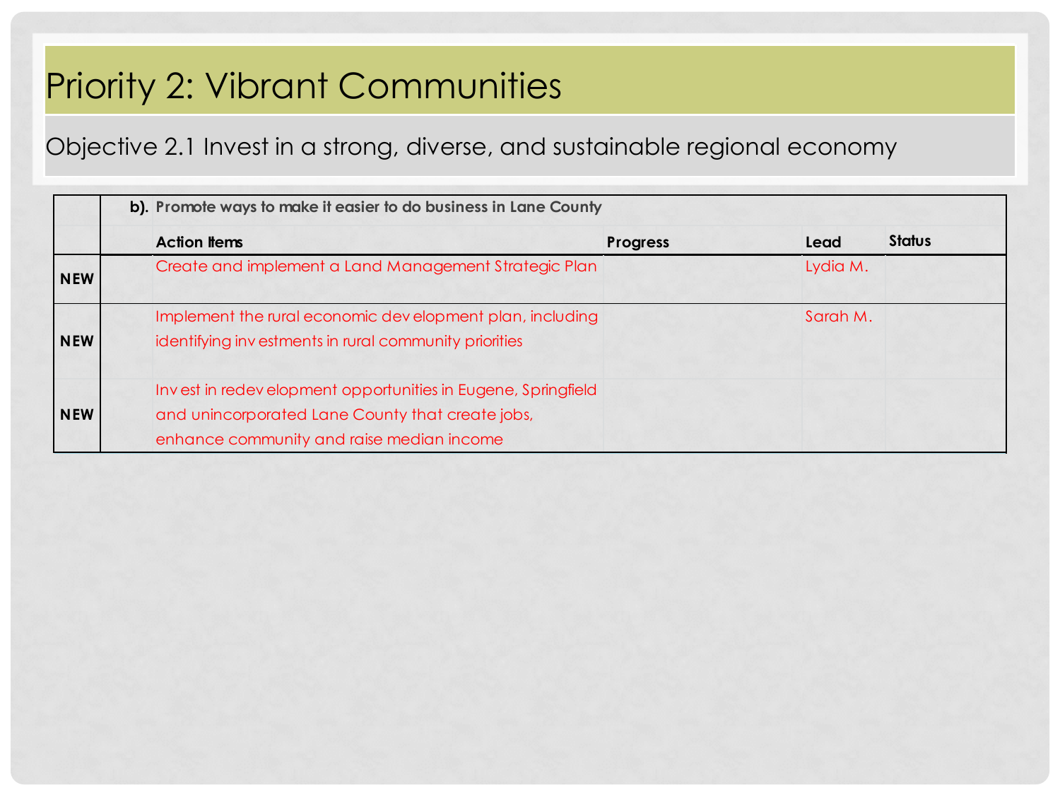# Priority 2: Vibrant Communities

## Objective 2.1 Invest in a strong, diverse, and sustainable regional economy

| | **b). Promote ways to make it easier to do business in Lane County** | | | |
|---|---|---|---|---|
| | **Action Items** | **Progress** | **Lead** | **Status** |
| **NEW** | Create and implement a Land Management Strategic Plan | | Lydia M. | |
| **NEW** | Implement the rural economic development plan, including identifying investments in rural community priorities | | Sarah M. | |
| **NEW** | Invest in redevelopment opportunities in Eugene, Springfield and unincorporated Lane County that create jobs, enhance community and raise median income | | | |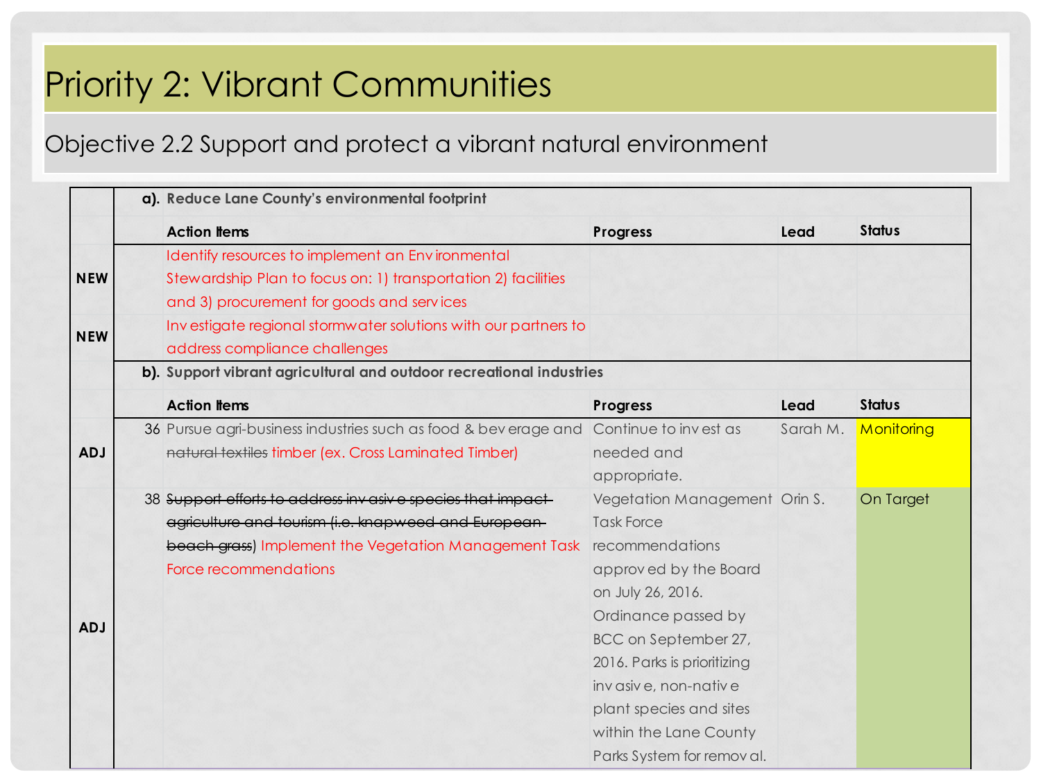# Priority 2: Vibrant Communities

## Objective 2.2 Support and protect a vibrant natural environment

| | | **a). Reduce Lane County's environmental footprint** | | | |
|---|---|---|---|---|---|
| | | **Action Items** | **Progress** | **Lead** | **Status** |
| **NEW** | | Identify resources to implement an Environmental Stewardship Plan to focus on: 1) transportation 2) facilities and 3) procurement for goods and services | | | |
| **NEW** | | Investigate regional stormwater solutions with our partners to address compliance challenges | | | |
| | | **b). Support vibrant agricultural and outdoor recreational industries** | | | |
| | | **Action Items** | **Progress** | **Lead** | **Status** |
| **ADJ** | 36 | Pursue agri-business industries such as food & beverage and ~~natural textiles~~ timber (ex. Cross Laminated Timber) | Continue to invest as needed and appropriate. | Sarah M. | Monitoring |
| **ADJ** | 38 | ~~Support efforts to address invasive species that impact agriculture and tourism (i.e. knapweed and European beach grass~~) Implement the Vegetation Management Task Force recommendations | Vegetation Management Task Force recommendations approved by the Board on July 26, 2016. Ordinance passed by BCC on September 27, 2016. Parks is prioritizing invasive, non-native plant species and sites within the Lane County Parks System for removal. | Orin S. | On Target |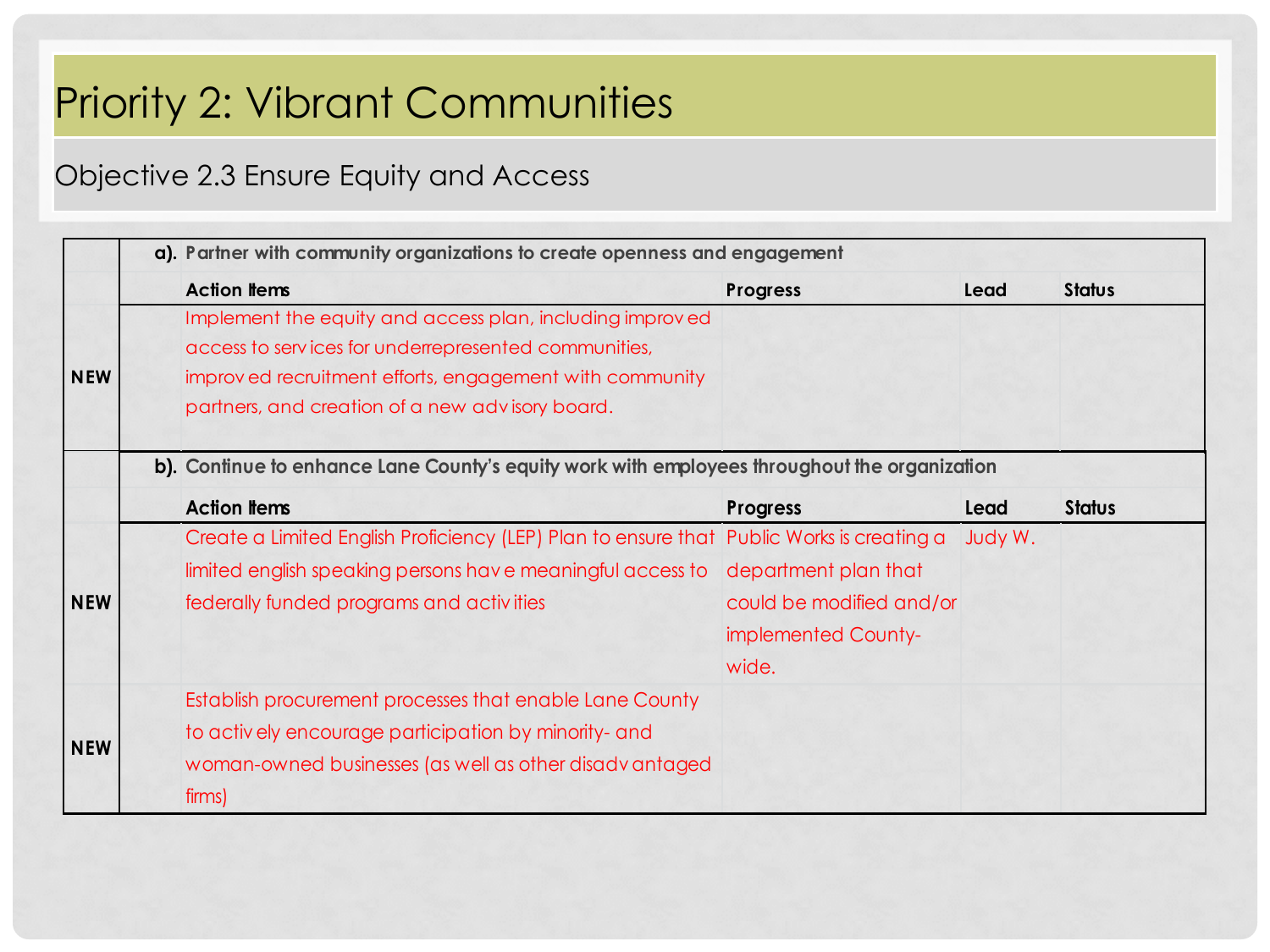# Priority 2: Vibrant Communities

## Objective 2.3 Ensure Equity and Access

| | | Action Items | Progress | Lead | Status |
|---|---|---|---|---|---|
| | **a).** | **Partner with community organizations to create openness and engagement** | | | |
| **NEW** | | Implement the equity and access plan, including improved access to services for underrepresented communities, improved recruitment efforts, engagement with community partners, and creation of a new advisory board. | | | |
| | **b).** | **Continue to enhance Lane County's equity work with employees throughout the organization** | | | |
| **NEW** | | Create a Limited English Proficiency (LEP) Plan to ensure that limited english speaking persons have meaningful access to federally funded programs and activities | Public Works is creating a department plan that could be modified and/or implemented County-wide. | Judy W. | |
| **NEW** | | Establish procurement processes that enable Lane County to actively encourage participation by minority- and woman-owned businesses (as well as other disadvantaged firms) | | | |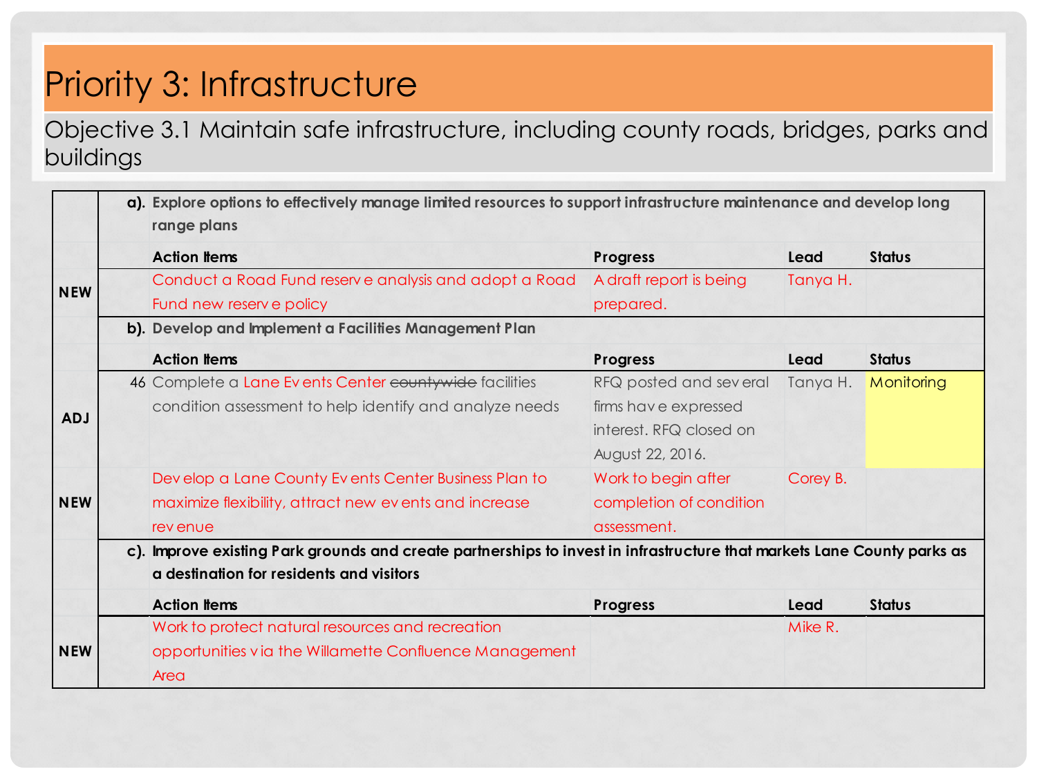# Priority 3: Infrastructure

## Objective 3.1 Maintain safe infrastructure, including county roads, bridges, parks and buildings

| | # | Action Items | Progress | Lead | Status |
|---|---|---|---|---|---|
| | **a).** | **Explore options to effectively manage limited resources to support infrastructure maintenance and develop long range plans** | | | |
| | | **Action Items** | **Progress** | **Lead** | **Status** |
| **NEW** | | Conduct a Road Fund reserve analysis and adopt a Road Fund new reserve policy | A draft report is being prepared. | Tanya H. | |
| | **b).** | **Develop and Implement a Facilities Management Plan** | | | |
| | | **Action Items** | **Progress** | **Lead** | **Status** |
| **ADJ** | 46 | Complete a Lane Events Center ~~countywide~~ facilities condition assessment to help identify and analyze needs | RFQ posted and several firms have expressed interest. RFQ closed on August 22, 2016. | Tanya H. | Monitoring |
| **NEW** | | Develop a Lane County Events Center Business Plan to maximize flexibility, attract new events and increase revenue | Work to begin after completion of condition assessment. | Corey B. | |
| | **c).** | **Improve existing Park grounds and create partnerships to invest in infrastructure that markets Lane County parks as a destination for residents and visitors** | | | |
| | | **Action Items** | **Progress** | **Lead** | **Status** |
| **NEW** | | Work to protect natural resources and recreation opportunities via the Willamette Confluence Management Area | | Mike R. | |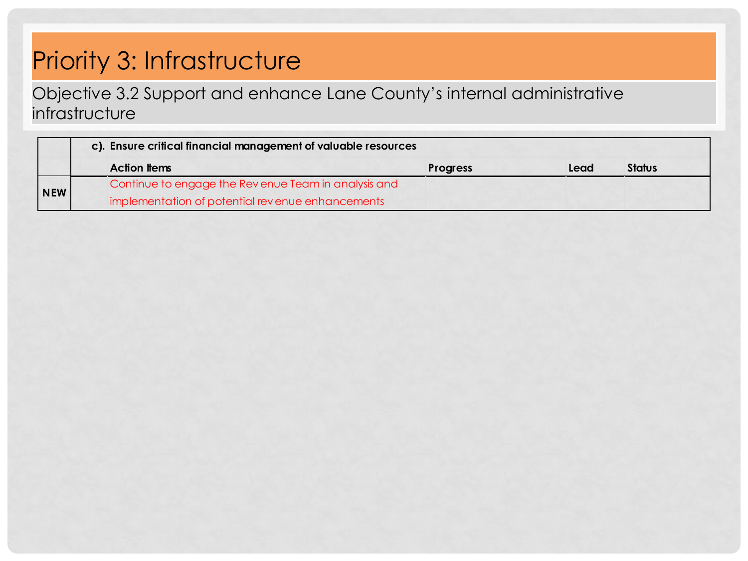# Priority 3: Infrastructure

## Objective 3.2 Support and enhance Lane County's internal administrative infrastructure

| | c). Ensure critical financial management of valuable resources | | | |
|---|---|---|---|---|
| | **Action Items** | **Progress** | **Lead** | **Status** |
| **NEW** | Continue to engage the Revenue Team in analysis and implementation of potential revenue enhancements | | | |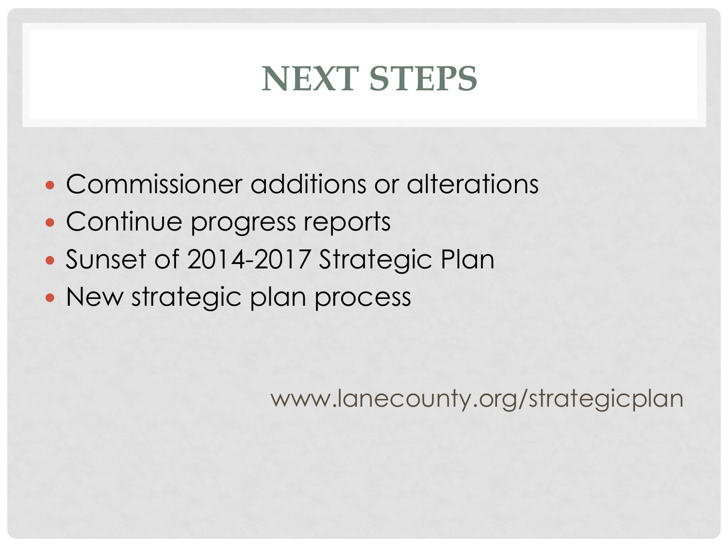# NEXT STEPS

- Commissioner additions or alterations
- Continue progress reports
- Sunset of 2014-2017 Strategic Plan
- New strategic plan process

www.lanecounty.org/strategicplan